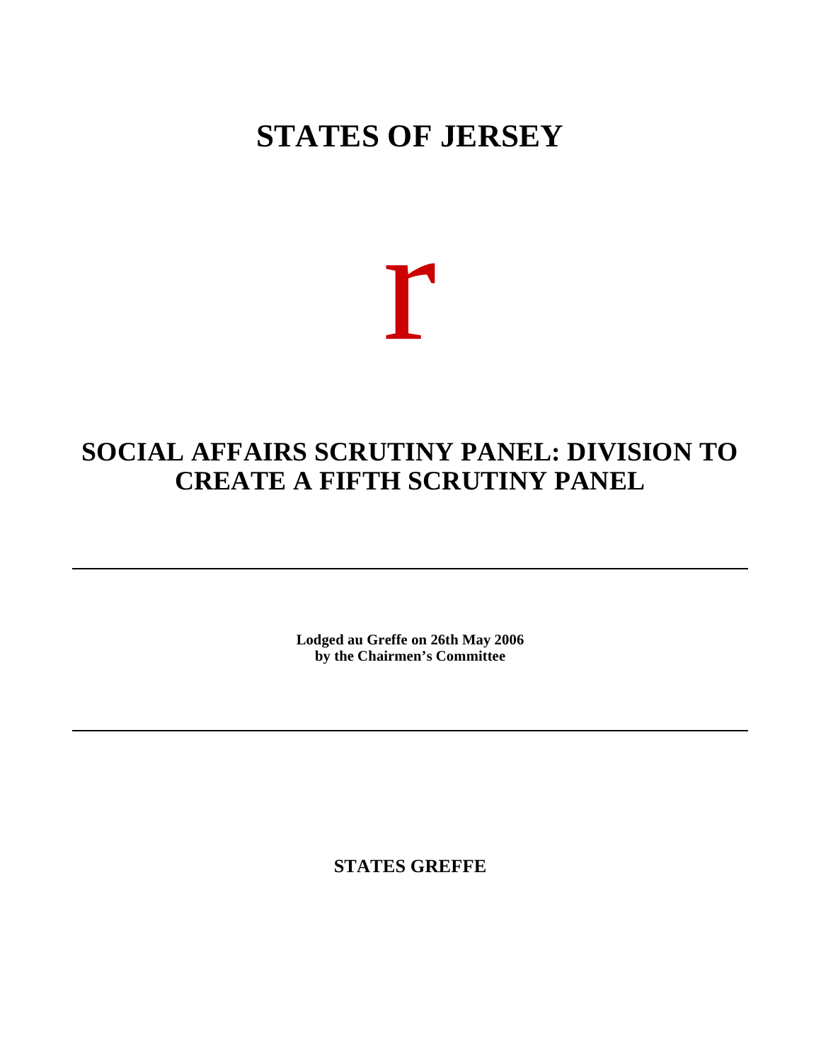# STATES OF JERSEY

r

## SOCIAL AFFAIRS SCRUTINY PANEL: DIVISION TO CREATE A FIFTH SCRUTINY PANEL

---

**Lodged au Greffe on 26th May 2006**
**by the Chairmen's Committee**

---

**STATES GREFFE**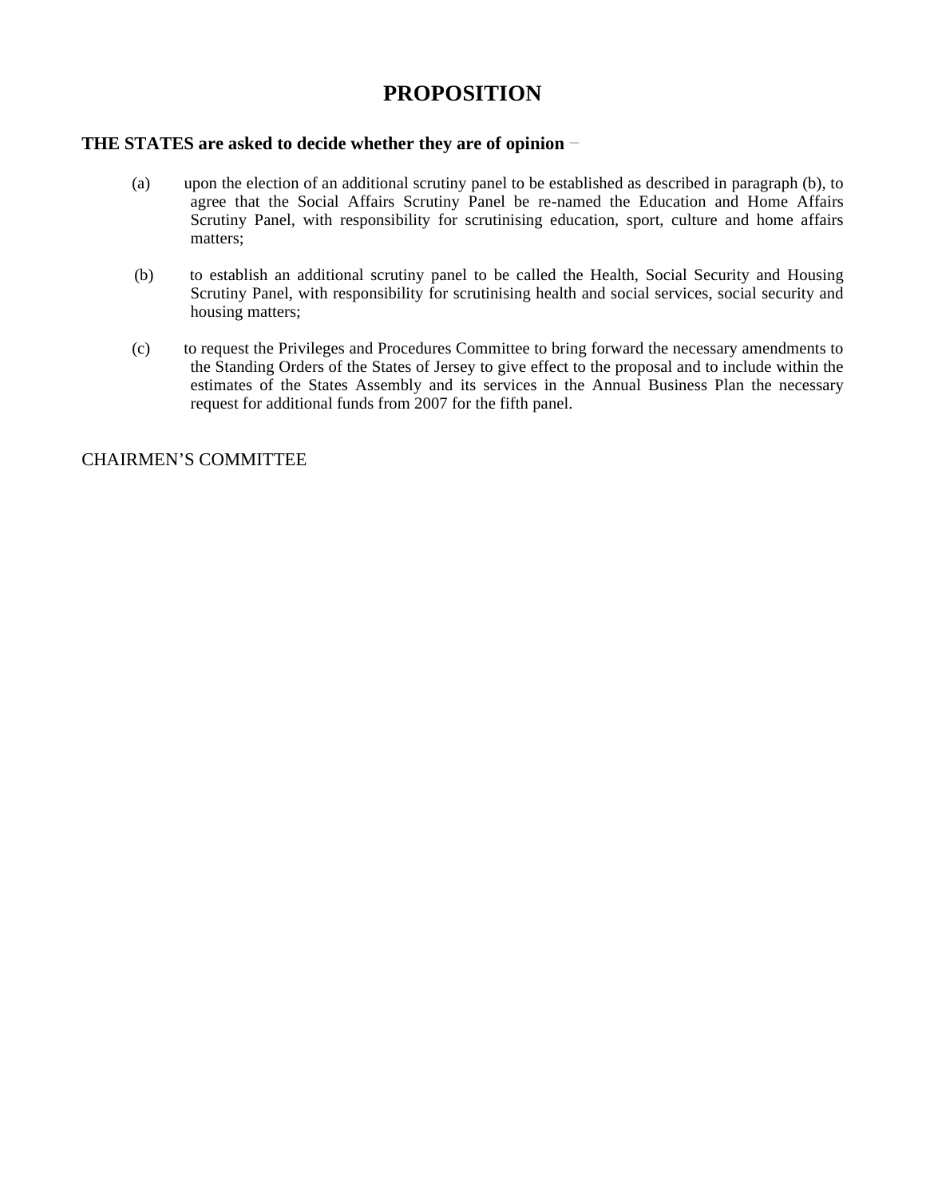# PROPOSITION

**THE STATES are asked to decide whether they are of opinion** −

(a) upon the election of an additional scrutiny panel to be established as described in paragraph (b), to agree that the Social Affairs Scrutiny Panel be re-named the Education and Home Affairs Scrutiny Panel, with responsibility for scrutinising education, sport, culture and home affairs matters;

(b) to establish an additional scrutiny panel to be called the Health, Social Security and Housing Scrutiny Panel, with responsibility for scrutinising health and social services, social security and housing matters;

(c) to request the Privileges and Procedures Committee to bring forward the necessary amendments to the Standing Orders of the States of Jersey to give effect to the proposal and to include within the estimates of the States Assembly and its services in the Annual Business Plan the necessary request for additional funds from 2007 for the fifth panel.

CHAIRMEN'S COMMITTEE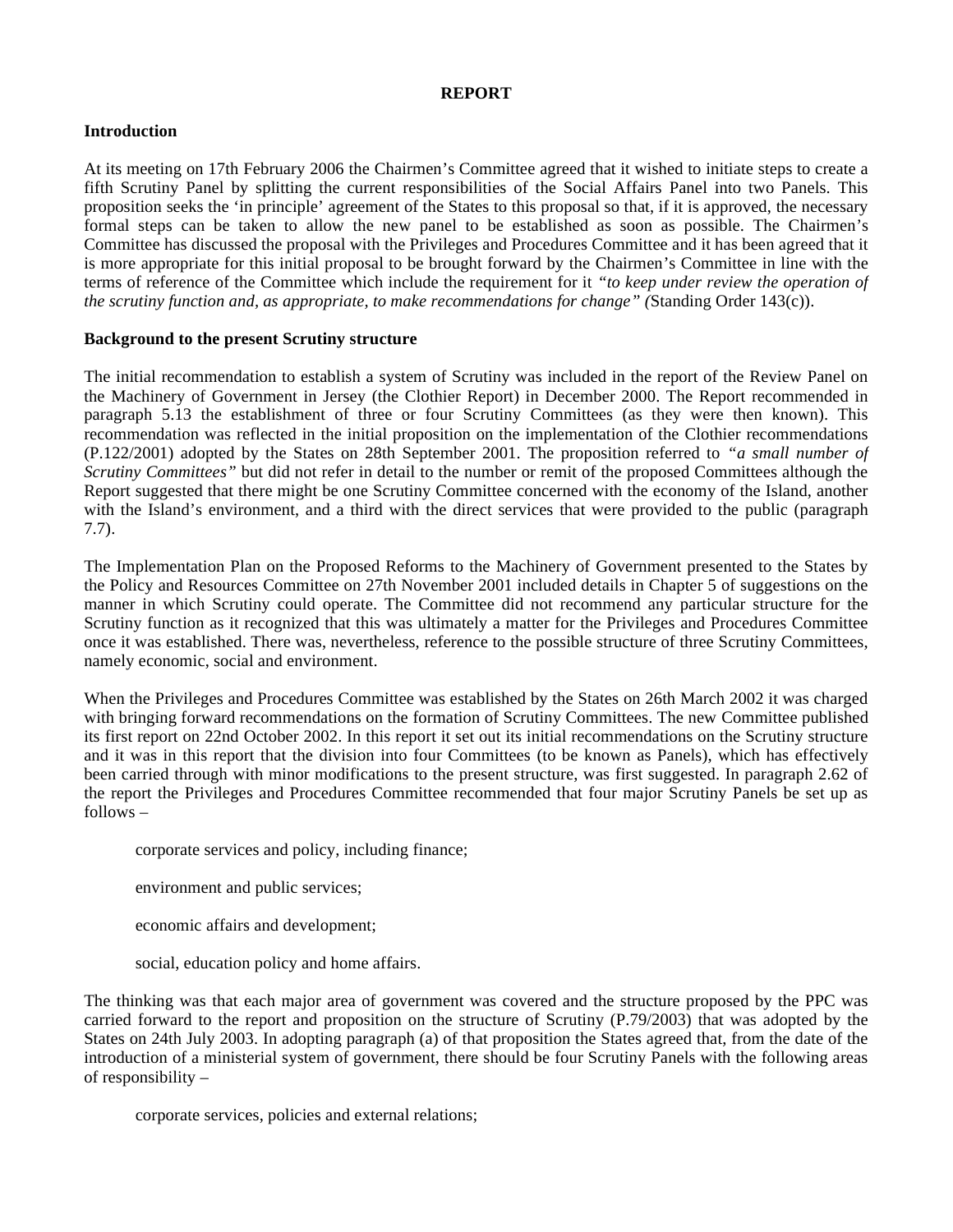# REPORT

## Introduction

At its meeting on 17th February 2006 the Chairmen's Committee agreed that it wished to initiate steps to create a fifth Scrutiny Panel by splitting the current responsibilities of the Social Affairs Panel into two Panels. This proposition seeks the 'in principle' agreement of the States to this proposal so that, if it is approved, the necessary formal steps can be taken to allow the new panel to be established as soon as possible. The Chairmen's Committee has discussed the proposal with the Privileges and Procedures Committee and it has been agreed that it is more appropriate for this initial proposal to be brought forward by the Chairmen's Committee in line with the terms of reference of the Committee which include the requirement for it *"to keep under review the operation of the scrutiny function and, as appropriate, to make recommendations for change" (*Standing Order 143(c)).

## Background to the present Scrutiny structure

The initial recommendation to establish a system of Scrutiny was included in the report of the Review Panel on the Machinery of Government in Jersey (the Clothier Report) in December 2000. The Report recommended in paragraph 5.13 the establishment of three or four Scrutiny Committees (as they were then known). This recommendation was reflected in the initial proposition on the implementation of the Clothier recommendations (P.122/2001) adopted by the States on 28th September 2001. The proposition referred to *"a small number of Scrutiny Committees"* but did not refer in detail to the number or remit of the proposed Committees although the Report suggested that there might be one Scrutiny Committee concerned with the economy of the Island, another with the Island's environment, and a third with the direct services that were provided to the public (paragraph 7.7).

The Implementation Plan on the Proposed Reforms to the Machinery of Government presented to the States by the Policy and Resources Committee on 27th November 2001 included details in Chapter 5 of suggestions on the manner in which Scrutiny could operate. The Committee did not recommend any particular structure for the Scrutiny function as it recognized that this was ultimately a matter for the Privileges and Procedures Committee once it was established. There was, nevertheless, reference to the possible structure of three Scrutiny Committees, namely economic, social and environment.

When the Privileges and Procedures Committee was established by the States on 26th March 2002 it was charged with bringing forward recommendations on the formation of Scrutiny Committees. The new Committee published its first report on 22nd October 2002. In this report it set out its initial recommendations on the Scrutiny structure and it was in this report that the division into four Committees (to be known as Panels), which has effectively been carried through with minor modifications to the present structure, was first suggested. In paragraph 2.62 of the report the Privileges and Procedures Committee recommended that four major Scrutiny Panels be set up as follows –

corporate services and policy, including finance;

environment and public services;

economic affairs and development;

social, education policy and home affairs.

The thinking was that each major area of government was covered and the structure proposed by the PPC was carried forward to the report and proposition on the structure of Scrutiny (P.79/2003) that was adopted by the States on 24th July 2003. In adopting paragraph (a) of that proposition the States agreed that, from the date of the introduction of a ministerial system of government, there should be four Scrutiny Panels with the following areas of responsibility –

corporate services, policies and external relations;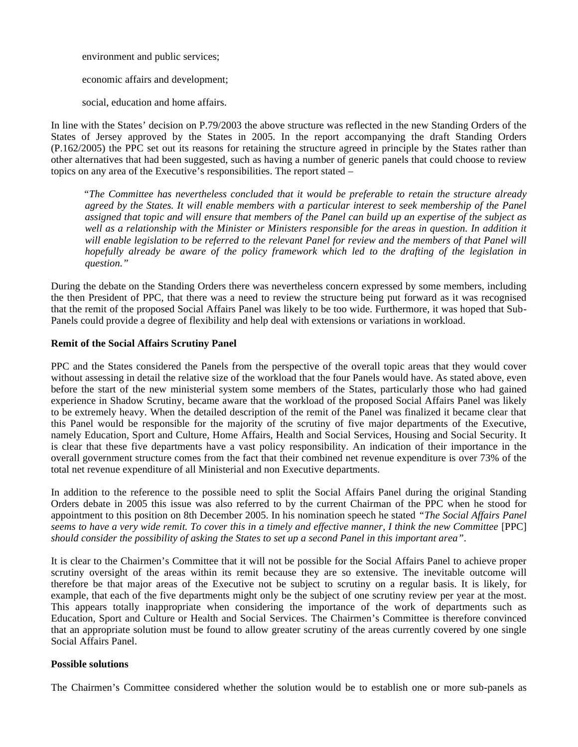environment and public services;

economic affairs and development;

social, education and home affairs.

In line with the States' decision on P.79/2003 the above structure was reflected in the new Standing Orders of the States of Jersey approved by the States in 2005. In the report accompanying the draft Standing Orders (P.162/2005) the PPC set out its reasons for retaining the structure agreed in principle by the States rather than other alternatives that had been suggested, such as having a number of generic panels that could choose to review topics on any area of the Executive's responsibilities. The report stated –

> "*The Committee has nevertheless concluded that it would be preferable to retain the structure already agreed by the States. It will enable members with a particular interest to seek membership of the Panel assigned that topic and will ensure that members of the Panel can build up an expertise of the subject as well as a relationship with the Minister or Ministers responsible for the areas in question. In addition it will enable legislation to be referred to the relevant Panel for review and the members of that Panel will hopefully already be aware of the policy framework which led to the drafting of the legislation in question.*"

During the debate on the Standing Orders there was nevertheless concern expressed by some members, including the then President of PPC, that there was a need to review the structure being put forward as it was recognised that the remit of the proposed Social Affairs Panel was likely to be too wide. Furthermore, it was hoped that Sub-Panels could provide a degree of flexibility and help deal with extensions or variations in workload.

**Remit of the Social Affairs Scrutiny Panel**

PPC and the States considered the Panels from the perspective of the overall topic areas that they would cover without assessing in detail the relative size of the workload that the four Panels would have. As stated above, even before the start of the new ministerial system some members of the States, particularly those who had gained experience in Shadow Scrutiny, became aware that the workload of the proposed Social Affairs Panel was likely to be extremely heavy. When the detailed description of the remit of the Panel was finalized it became clear that this Panel would be responsible for the majority of the scrutiny of five major departments of the Executive, namely Education, Sport and Culture, Home Affairs, Health and Social Services, Housing and Social Security. It is clear that these five departments have a vast policy responsibility. An indication of their importance in the overall government structure comes from the fact that their combined net revenue expenditure is over 73% of the total net revenue expenditure of all Ministerial and non Executive departments.

In addition to the reference to the possible need to split the Social Affairs Panel during the original Standing Orders debate in 2005 this issue was also referred to by the current Chairman of the PPC when he stood for appointment to this position on 8th December 2005. In his nomination speech he stated *"The Social Affairs Panel seems to have a very wide remit. To cover this in a timely and effective manner, I think the new Committee* [PPC] *should consider the possibility of asking the States to set up a second Panel in this important area"*.

It is clear to the Chairmen's Committee that it will not be possible for the Social Affairs Panel to achieve proper scrutiny oversight of the areas within its remit because they are so extensive. The inevitable outcome will therefore be that major areas of the Executive not be subject to scrutiny on a regular basis. It is likely, for example, that each of the five departments might only be the subject of one scrutiny review per year at the most. This appears totally inappropriate when considering the importance of the work of departments such as Education, Sport and Culture or Health and Social Services. The Chairmen's Committee is therefore convinced that an appropriate solution must be found to allow greater scrutiny of the areas currently covered by one single Social Affairs Panel.

**Possible solutions**

The Chairmen's Committee considered whether the solution would be to establish one or more sub-panels as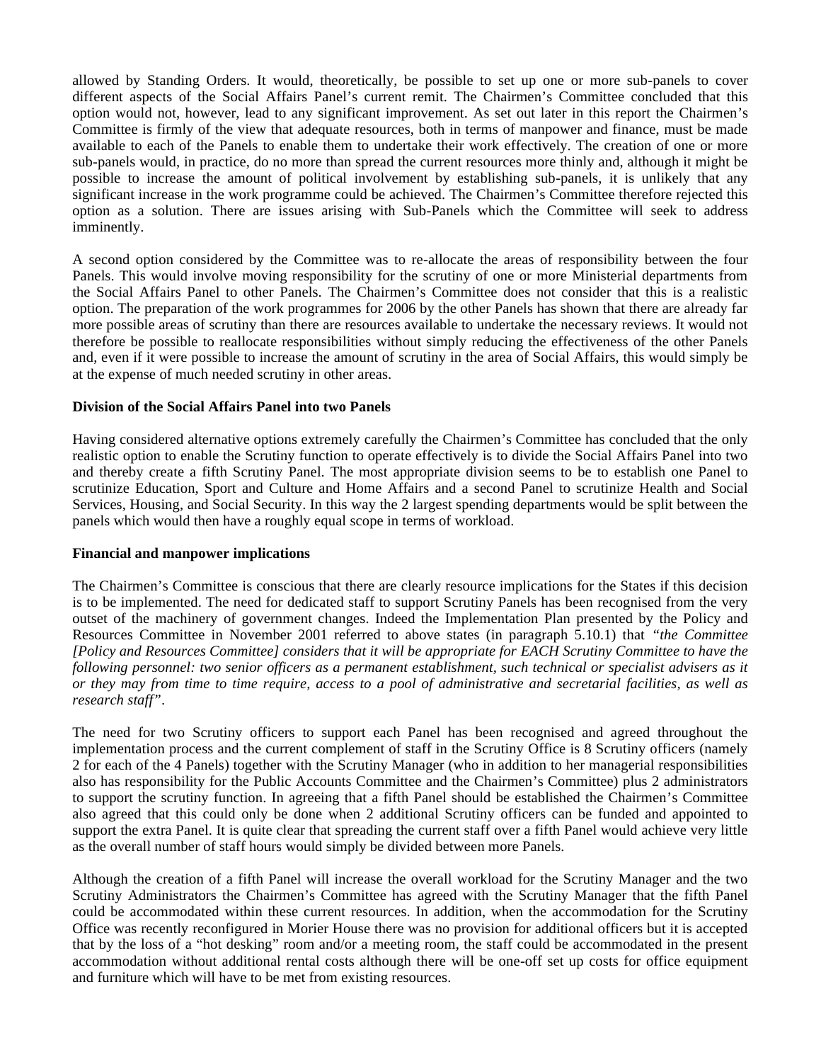allowed by Standing Orders. It would, theoretically, be possible to set up one or more sub-panels to cover different aspects of the Social Affairs Panel's current remit. The Chairmen's Committee concluded that this option would not, however, lead to any significant improvement. As set out later in this report the Chairmen's Committee is firmly of the view that adequate resources, both in terms of manpower and finance, must be made available to each of the Panels to enable them to undertake their work effectively. The creation of one or more sub-panels would, in practice, do no more than spread the current resources more thinly and, although it might be possible to increase the amount of political involvement by establishing sub-panels, it is unlikely that any significant increase in the work programme could be achieved. The Chairmen's Committee therefore rejected this option as a solution. There are issues arising with Sub-Panels which the Committee will seek to address imminently.

A second option considered by the Committee was to re-allocate the areas of responsibility between the four Panels. This would involve moving responsibility for the scrutiny of one or more Ministerial departments from the Social Affairs Panel to other Panels. The Chairmen's Committee does not consider that this is a realistic option. The preparation of the work programmes for 2006 by the other Panels has shown that there are already far more possible areas of scrutiny than there are resources available to undertake the necessary reviews. It would not therefore be possible to reallocate responsibilities without simply reducing the effectiveness of the other Panels and, even if it were possible to increase the amount of scrutiny in the area of Social Affairs, this would simply be at the expense of much needed scrutiny in other areas.

**Division of the Social Affairs Panel into two Panels**

Having considered alternative options extremely carefully the Chairmen's Committee has concluded that the only realistic option to enable the Scrutiny function to operate effectively is to divide the Social Affairs Panel into two and thereby create a fifth Scrutiny Panel. The most appropriate division seems to be to establish one Panel to scrutinize Education, Sport and Culture and Home Affairs and a second Panel to scrutinize Health and Social Services, Housing, and Social Security. In this way the 2 largest spending departments would be split between the panels which would then have a roughly equal scope in terms of workload.

**Financial and manpower implications**

The Chairmen's Committee is conscious that there are clearly resource implications for the States if this decision is to be implemented. The need for dedicated staff to support Scrutiny Panels has been recognised from the very outset of the machinery of government changes. Indeed the Implementation Plan presented by the Policy and Resources Committee in November 2001 referred to above states (in paragraph 5.10.1) that *"the Committee [Policy and Resources Committee] considers that it will be appropriate for EACH Scrutiny Committee to have the following personnel: two senior officers as a permanent establishment, such technical or specialist advisers as it or they may from time to time require, access to a pool of administrative and secretarial facilities, as well as research staff"*.

The need for two Scrutiny officers to support each Panel has been recognised and agreed throughout the implementation process and the current complement of staff in the Scrutiny Office is 8 Scrutiny officers (namely 2 for each of the 4 Panels) together with the Scrutiny Manager (who in addition to her managerial responsibilities also has responsibility for the Public Accounts Committee and the Chairmen's Committee) plus 2 administrators to support the scrutiny function. In agreeing that a fifth Panel should be established the Chairmen's Committee also agreed that this could only be done when 2 additional Scrutiny officers can be funded and appointed to support the extra Panel. It is quite clear that spreading the current staff over a fifth Panel would achieve very little as the overall number of staff hours would simply be divided between more Panels.

Although the creation of a fifth Panel will increase the overall workload for the Scrutiny Manager and the two Scrutiny Administrators the Chairmen's Committee has agreed with the Scrutiny Manager that the fifth Panel could be accommodated within these current resources. In addition, when the accommodation for the Scrutiny Office was recently reconfigured in Morier House there was no provision for additional officers but it is accepted that by the loss of a "hot desking" room and/or a meeting room, the staff could be accommodated in the present accommodation without additional rental costs although there will be one-off set up costs for office equipment and furniture which will have to be met from existing resources.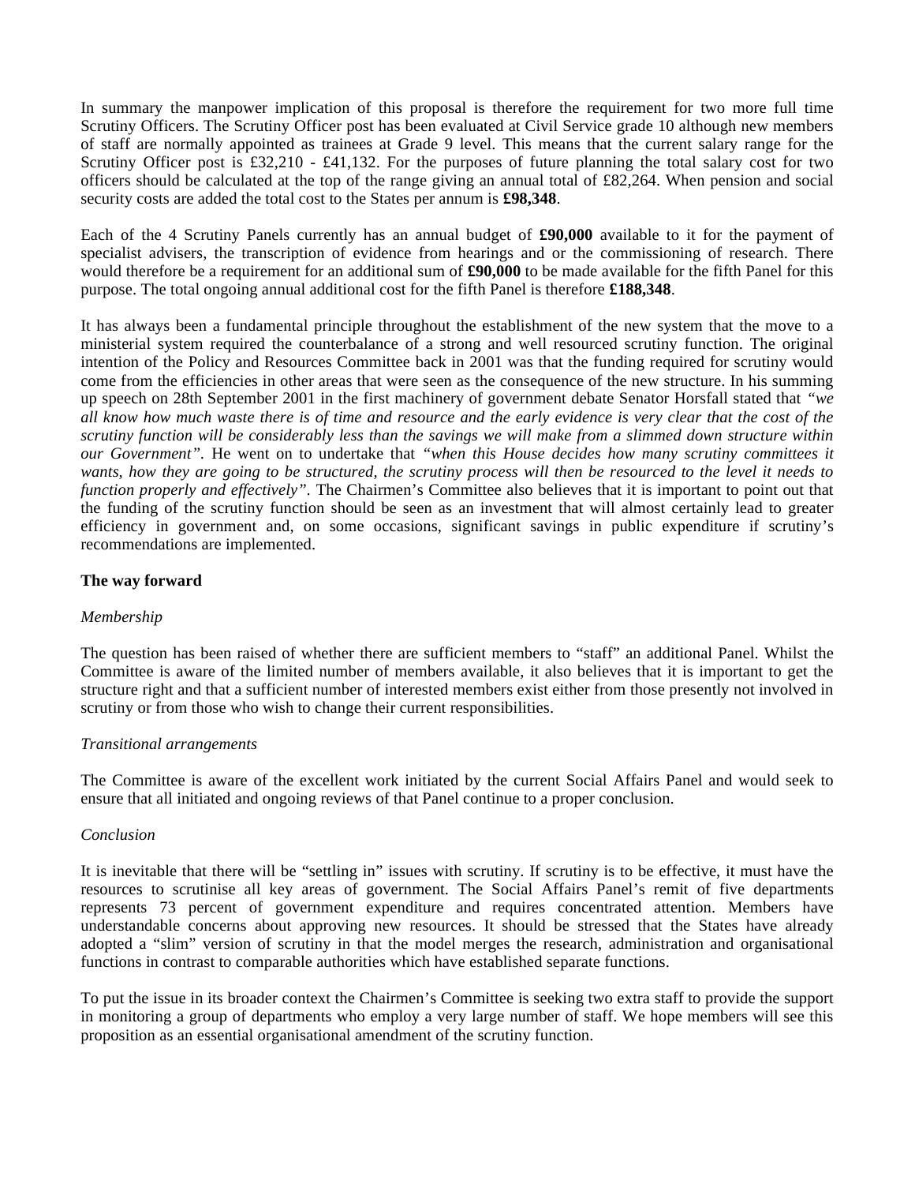In summary the manpower implication of this proposal is therefore the requirement for two more full time Scrutiny Officers. The Scrutiny Officer post has been evaluated at Civil Service grade 10 although new members of staff are normally appointed as trainees at Grade 9 level. This means that the current salary range for the Scrutiny Officer post is £32,210 - £41,132. For the purposes of future planning the total salary cost for two officers should be calculated at the top of the range giving an annual total of £82,264. When pension and social security costs are added the total cost to the States per annum is **£98,348**.

Each of the 4 Scrutiny Panels currently has an annual budget of **£90,000** available to it for the payment of specialist advisers, the transcription of evidence from hearings and or the commissioning of research. There would therefore be a requirement for an additional sum of **£90,000** to be made available for the fifth Panel for this purpose. The total ongoing annual additional cost for the fifth Panel is therefore **£188,348**.

It has always been a fundamental principle throughout the establishment of the new system that the move to a ministerial system required the counterbalance of a strong and well resourced scrutiny function. The original intention of the Policy and Resources Committee back in 2001 was that the funding required for scrutiny would come from the efficiencies in other areas that were seen as the consequence of the new structure. In his summing up speech on 28th September 2001 in the first machinery of government debate Senator Horsfall stated that *"we all know how much waste there is of time and resource and the early evidence is very clear that the cost of the scrutiny function will be considerably less than the savings we will make from a slimmed down structure within our Government"*. He went on to undertake that *"when this House decides how many scrutiny committees it wants, how they are going to be structured, the scrutiny process will then be resourced to the level it needs to function properly and effectively"*. The Chairmen's Committee also believes that it is important to point out that the funding of the scrutiny function should be seen as an investment that will almost certainly lead to greater efficiency in government and, on some occasions, significant savings in public expenditure if scrutiny's recommendations are implemented.

**The way forward**

*Membership*

The question has been raised of whether there are sufficient members to "staff" an additional Panel. Whilst the Committee is aware of the limited number of members available, it also believes that it is important to get the structure right and that a sufficient number of interested members exist either from those presently not involved in scrutiny or from those who wish to change their current responsibilities.

*Transitional arrangements*

The Committee is aware of the excellent work initiated by the current Social Affairs Panel and would seek to ensure that all initiated and ongoing reviews of that Panel continue to a proper conclusion.

*Conclusion*

It is inevitable that there will be "settling in" issues with scrutiny. If scrutiny is to be effective, it must have the resources to scrutinise all key areas of government. The Social Affairs Panel's remit of five departments represents 73 percent of government expenditure and requires concentrated attention. Members have understandable concerns about approving new resources. It should be stressed that the States have already adopted a "slim" version of scrutiny in that the model merges the research, administration and organisational functions in contrast to comparable authorities which have established separate functions.

To put the issue in its broader context the Chairmen's Committee is seeking two extra staff to provide the support in monitoring a group of departments who employ a very large number of staff. We hope members will see this proposition as an essential organisational amendment of the scrutiny function.